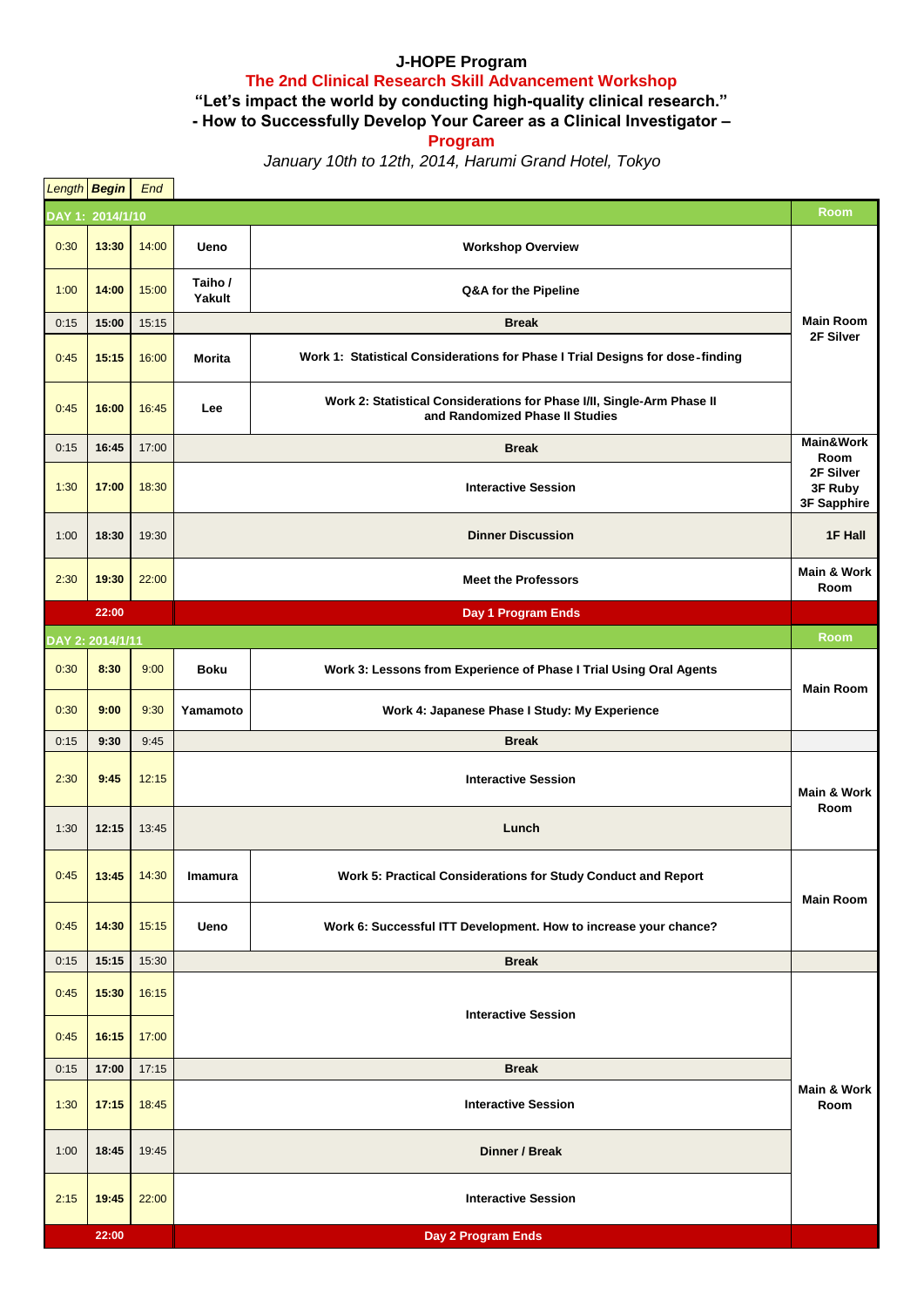# J-HOPE Program

## The 2nd Clinical Research Skill Advancement Workshop

### "Let's impact the world by conducting high-quality clinical research."

### - How to Successfully Develop Your Career as a Clinical Investigator –

### Program

*January 10th to 12th, 2014, Harumi Grand Hotel, Tokyo*

| Length | Begin | End | | | Room |
|---|---|---|---|---|---|
| **DAY 1: 2014/1/10** | | | | | **Room** |
| 0:30 | **13:30** | 14:00 | **Ueno** | **Workshop Overview** | **Main Room 2F Silver** |
| 1:00 | **14:00** | 15:00 | **Taiho / Yakult** | **Q&A for the Pipeline** | |
| 0:15 | **15:00** | 15:15 | | **Break** | |
| 0:45 | **15:15** | 16:00 | **Morita** | **Work 1: Statistical Considerations for Phase I Trial Designs for dose-finding** | |
| 0:45 | **16:00** | 16:45 | **Lee** | **Work 2: Statistical Considerations for Phase I/II, Single-Arm Phase II and Randomized Phase II Studies** | |
| 0:15 | **16:45** | 17:00 | | **Break** | **Main&Work Room 2F Silver 3F Ruby 3F Sapphire** |
| 1:30 | **17:00** | 18:30 | | **Interactive Session** | |
| 1:00 | **18:30** | 19:30 | | **Dinner Discussion** | **1F Hall** |
| 2:30 | **19:30** | 22:00 | | **Meet the Professors** | **Main & Work Room** |
| | **22:00** | | | **Day 1 Program Ends** | |
| **DAY 2: 2014/1/11** | | | | | **Room** |
| 0:30 | **8:30** | 9:00 | **Boku** | **Work 3: Lessons from Experience of Phase I Trial Using Oral Agents** | **Main Room** |
| 0:30 | **9:00** | 9:30 | **Yamamoto** | **Work 4: Japanese Phase I Study: My Experience** | |
| 0:15 | **9:30** | 9:45 | | **Break** | |
| 2:30 | **9:45** | 12:15 | | **Interactive Session** | **Main & Work Room** |
| 1:30 | **12:15** | 13:45 | | **Lunch** | |
| 0:45 | **13:45** | 14:30 | **Imamura** | **Work 5: Practical Considerations for Study Conduct and Report** | **Main Room** |
| 0:45 | **14:30** | 15:15 | **Ueno** | **Work 6: Successful ITT Development. How to increase your chance?** | |
| 0:15 | **15:15** | 15:30 | | **Break** | |
| 0:45 | **15:30** | 16:15 | | **Interactive Session** | **Main & Work Room** |
| 0:45 | **16:15** | 17:00 | | | |
| 0:15 | **17:00** | 17:15 | | **Break** | |
| 1:30 | **17:15** | 18:45 | | **Interactive Session** | |
| 1:00 | **18:45** | 19:45 | | **Dinner / Break** | |
| 2:15 | **19:45** | 22:00 | | **Interactive Session** | |
| | **22:00** | | | **Day 2 Program Ends** | |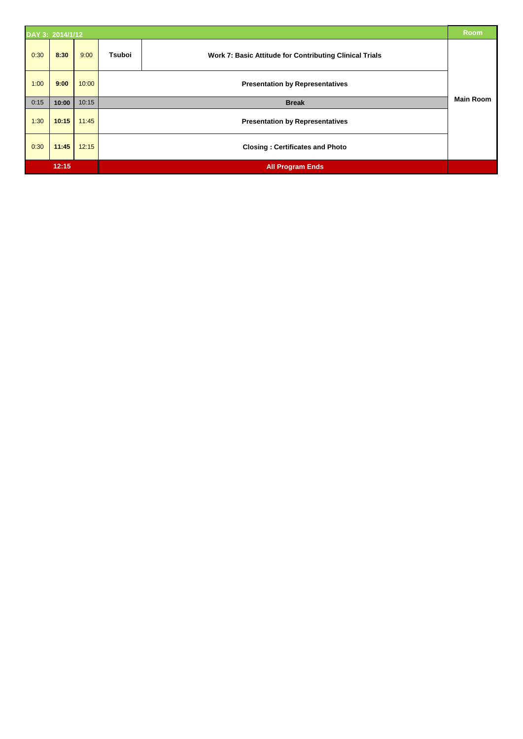| DAY 3: 2014/1/12 | | | | | Room |
| --- | --- | --- | --- | --- | --- |
| 0:30 | **8:30** | 9:00 | **Tsuboi** | **Work 7: Basic Attitude for Contributing Clinical Trials** | **Main Room** |
| 1:00 | **9:00** | 10:00 | **Presentation by Representatives** | | |
| 0:15 | **10:00** | 10:15 | **Break** | | |
| 1:30 | **10:15** | 11:45 | **Presentation by Representatives** | | |
| 0:30 | **11:45** | 12:15 | **Closing : Certificates and Photo** | | |
| | **12:15** | | **All Program Ends** | | |